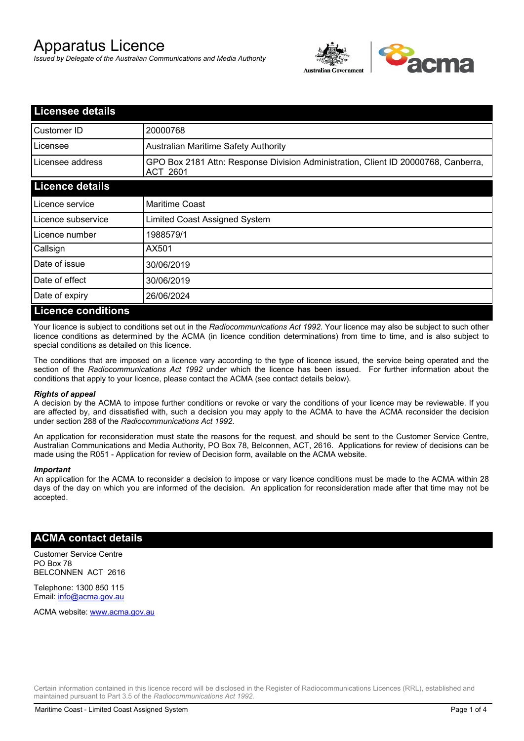# Apparatus Licence

*Issued by Delegate of the Australian Communications and Media Authority*

## Licensee details

| | |
|---|---|
| Customer ID | 20000768 |
| Licensee | Australian Maritime Safety Authority |
| Licensee address | GPO Box 2181 Attn: Response Division Administration, Client ID 20000768, Canberra, ACT 2601 |

## Licence details

| | |
|---|---|
| Licence service | Maritime Coast |
| Licence subservice | Limited Coast Assigned System |
| Licence number | 1988579/1 |
| Callsign | AX501 |
| Date of issue | 30/06/2019 |
| Date of effect | 30/06/2019 |
| Date of expiry | 26/06/2024 |

## Licence conditions

Your licence is subject to conditions set out in the *Radiocommunications Act 1992*. Your licence may also be subject to such other licence conditions as determined by the ACMA (in licence condition determinations) from time to time, and is also subject to special conditions as detailed on this licence.

The conditions that are imposed on a licence vary according to the type of licence issued, the service being operated and the section of the *Radiocommunications Act 1992* under which the licence has been issued. For further information about the conditions that apply to your licence, please contact the ACMA (see contact details below).

***Rights of appeal***

A decision by the ACMA to impose further conditions or revoke or vary the conditions of your licence may be reviewable. If you are affected by, and dissatisfied with, such a decision you may apply to the ACMA to have the ACMA reconsider the decision under section 288 of the *Radiocommunications Act 1992*.

An application for reconsideration must state the reasons for the request, and should be sent to the Customer Service Centre, Australian Communications and Media Authority, PO Box 78, Belconnen, ACT, 2616. Applications for review of decisions can be made using the R051 - Application for review of Decision form, available on the ACMA website.

***Important***

An application for the ACMA to reconsider a decision to impose or vary licence conditions must be made to the ACMA within 28 days of the day on which you are informed of the decision. An application for reconsideration made after that time may not be accepted.

## ACMA contact details

Customer Service Centre
PO Box 78
BELCONNEN ACT 2616

Telephone: 1300 850 115
Email: info@acma.gov.au

ACMA website: www.acma.gov.au

Certain information contained in this licence record will be disclosed in the Register of Radiocommunications Licences (RRL), established and maintained pursuant to Part 3.5 of the *Radiocommunications Act 1992.*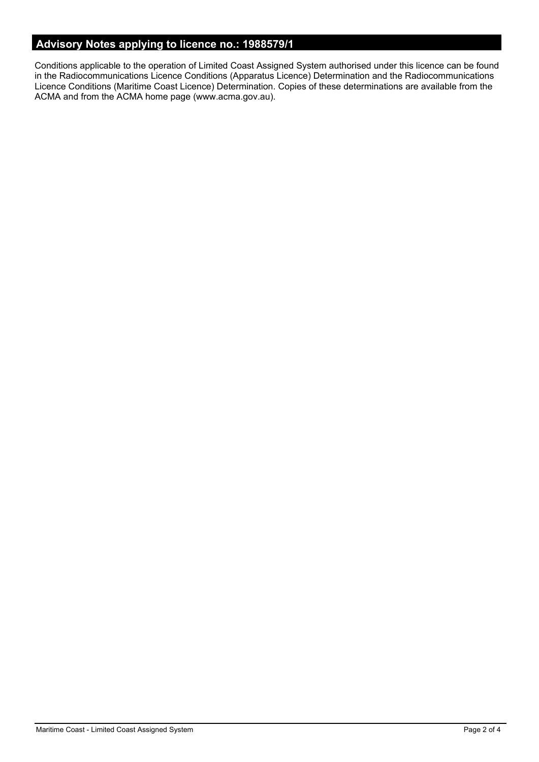## Advisory Notes applying to licence no.: 1988579/1

Conditions applicable to the operation of Limited Coast Assigned System authorised under this licence can be found in the Radiocommunications Licence Conditions (Apparatus Licence) Determination and the Radiocommunications Licence Conditions (Maritime Coast Licence) Determination. Copies of these determinations are available from the ACMA and from the ACMA home page (www.acma.gov.au).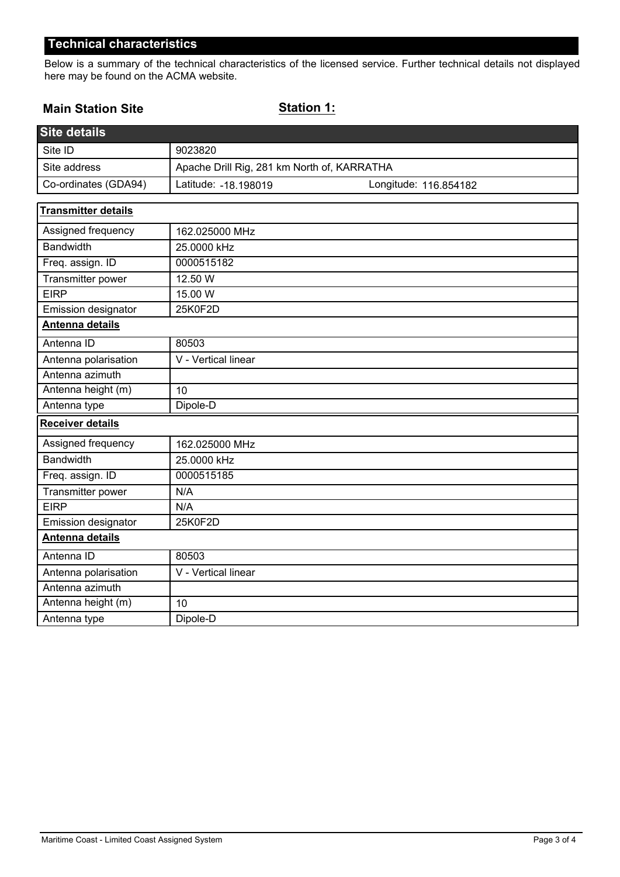## Technical characteristics

Below is a summary of the technical characteristics of the licensed service. Further technical details not displayed here may be found on the ACMA website.

**Main Station Site** **Station 1:**

| Site details | | |
|---|---|---|
| Site ID | 9023820 | |
| Site address | Apache Drill Rig, 281 km North of, KARRATHA | |
| Co-ordinates (GDA94) | Latitude: -18.198019 | Longitude: 116.854182 |

| **Transmitter details** | |
|---|---|
| Assigned frequency | 162.025000 MHz |
| Bandwidth | 25.0000 kHz |
| Freq. assign. ID | 0000515182 |
| Transmitter power | 12.50 W |
| EIRP | 15.00 W |
| Emission designator | 25K0F2D |
| **Antenna details** | |
| Antenna ID | 80503 |
| Antenna polarisation | V - Vertical linear |
| Antenna azimuth | |
| Antenna height (m) | 10 |
| Antenna type | Dipole-D |

| **Receiver details** | |
|---|---|
| Assigned frequency | 162.025000 MHz |
| Bandwidth | 25.0000 kHz |
| Freq. assign. ID | 0000515185 |
| Transmitter power | N/A |
| EIRP | N/A |
| Emission designator | 25K0F2D |
| **Antenna details** | |
| Antenna ID | 80503 |
| Antenna polarisation | V - Vertical linear |
| Antenna azimuth | |
| Antenna height (m) | 10 |
| Antenna type | Dipole-D |

Maritime Coast - Limited Coast Assigned System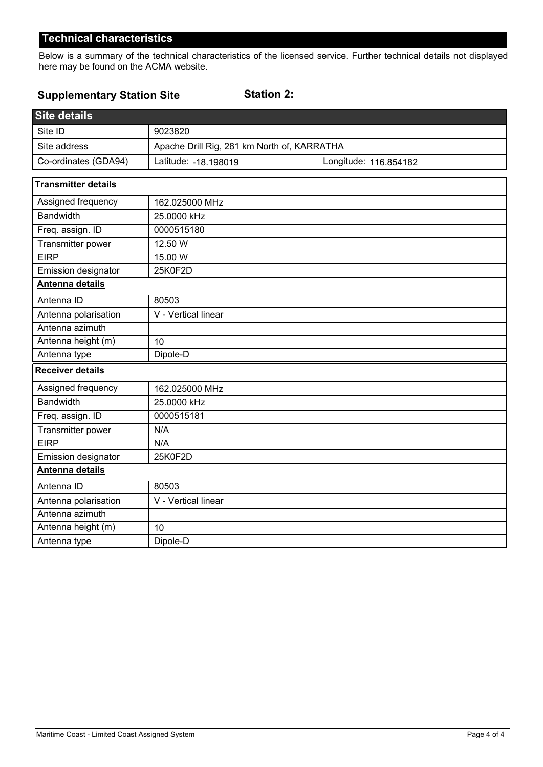## Technical characteristics

Below is a summary of the technical characteristics of the licensed service. Further technical details not displayed here may be found on the ACMA website.

**Supplementary Station Site** **Station 2:**

| Site details | | |
|---|---|---|
| Site ID | 9023820 | |
| Site address | Apache Drill Rig, 281 km North of, KARRATHA | |
| Co-ordinates (GDA94) | Latitude: -18.198019 | Longitude: 116.854182 |

| Transmitter details | |
|---|---|
| Assigned frequency | 162.025000 MHz |
| Bandwidth | 25.0000 kHz |
| Freq. assign. ID | 0000515180 |
| Transmitter power | 12.50 W |
| EIRP | 15.00 W |
| Emission designator | 25K0F2D |
| **Antenna details** | |
| Antenna ID | 80503 |
| Antenna polarisation | V - Vertical linear |
| Antenna azimuth | |
| Antenna height (m) | 10 |
| Antenna type | Dipole-D |

| Receiver details | |
|---|---|
| Assigned frequency | 162.025000 MHz |
| Bandwidth | 25.0000 kHz |
| Freq. assign. ID | 0000515181 |
| Transmitter power | N/A |
| EIRP | N/A |
| Emission designator | 25K0F2D |
| **Antenna details** | |
| Antenna ID | 80503 |
| Antenna polarisation | V - Vertical linear |
| Antenna azimuth | |
| Antenna height (m) | 10 |
| Antenna type | Dipole-D |